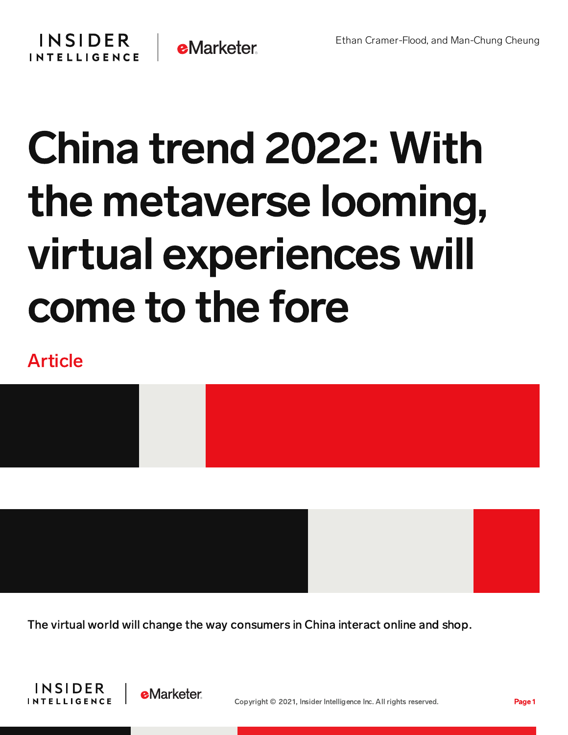Ethan Cramer-Flood, and Man-Chung Cheung

# China trend 2022: With the metaverse looming, virtual experiences will come to the fore

Article

The virtual world will change the way consumers in China interact online and shop.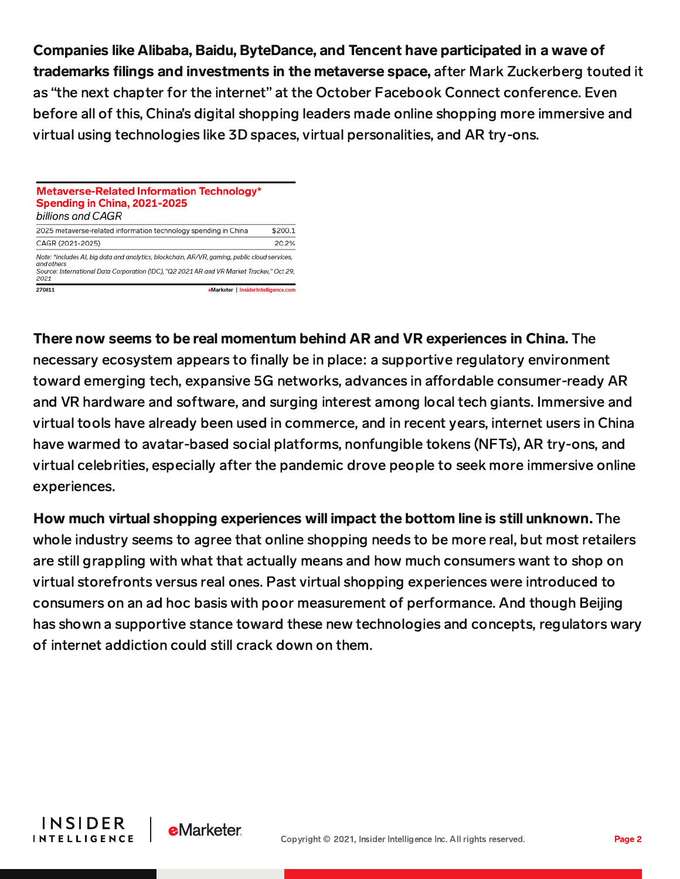**Companies like Alibaba, Baidu, ByteDance, and Tencent have participated in a wave of trademarks filings and investments in the metaverse space,** after Mark Zuckerberg touted it as "the next chapter for the internet" at the October Facebook Connect conference. Even before all of this, China's digital shopping leaders made online shopping more immersive and virtual using technologies like 3D spaces, virtual personalities, and AR try-ons.

**Metaverse-Related Information Technology* Spending in China, 2021-2025**
*billions and CAGR*

| | |
|---|---|
| 2025 metaverse-related information technology spending in China | $200.1 |
| CAGR (2021-2025) | 20.2% |

*Note: *includes AI, big data and analytics, blockchain, AR/VR, gaming, public cloud services, and others*
*Source: International Data Corporation (IDC), "Q2 2021 AR and VR Market Tracker," Oct 29, 2021*

270811 eMarketer | InsiderIntelligence.com

**There now seems to be real momentum behind AR and VR experiences in China.** The necessary ecosystem appears to finally be in place: a supportive regulatory environment toward emerging tech, expansive 5G networks, advances in affordable consumer-ready AR and VR hardware and software, and surging interest among local tech giants. Immersive and virtual tools have already been used in commerce, and in recent years, internet users in China have warmed to avatar-based social platforms, nonfungible tokens (NFTs), AR try-ons, and virtual celebrities, especially after the pandemic drove people to seek more immersive online experiences.

**How much virtual shopping experiences will impact the bottom line is still unknown.** The whole industry seems to agree that online shopping needs to be more real, but most retailers are still grappling with what that actually means and how much consumers want to shop on virtual storefronts versus real ones. Past virtual shopping experiences were introduced to consumers on an ad hoc basis with poor measurement of performance. And though Beijing has shown a supportive stance toward these new technologies and concepts, regulators wary of internet addiction could still crack down on them.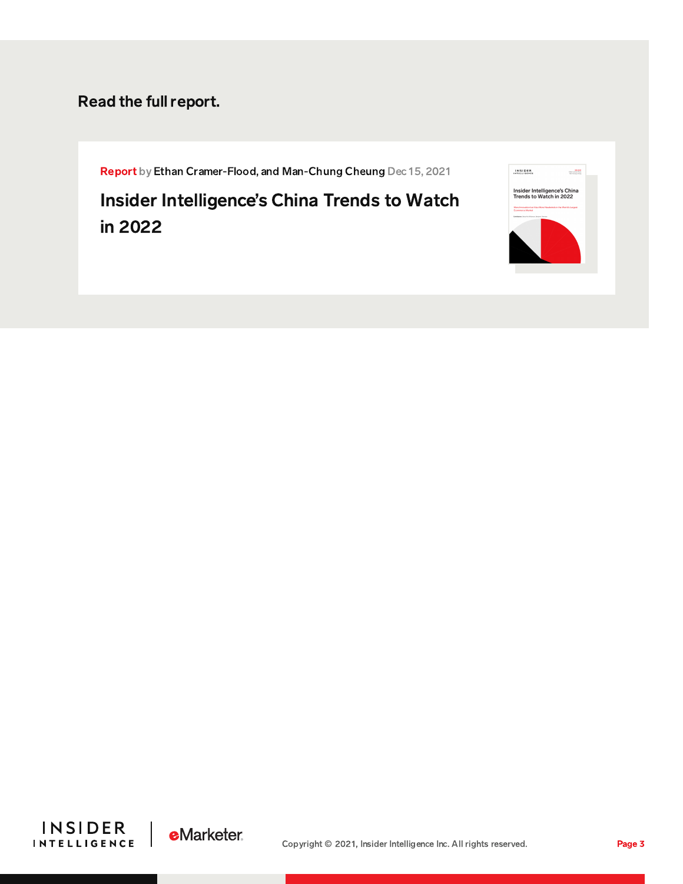**Read the full report.**

Report by Ethan Cramer-Flood, and Man-Chung Cheung Dec 15, 2021

## Insider Intelligence's China Trends to Watch in 2022